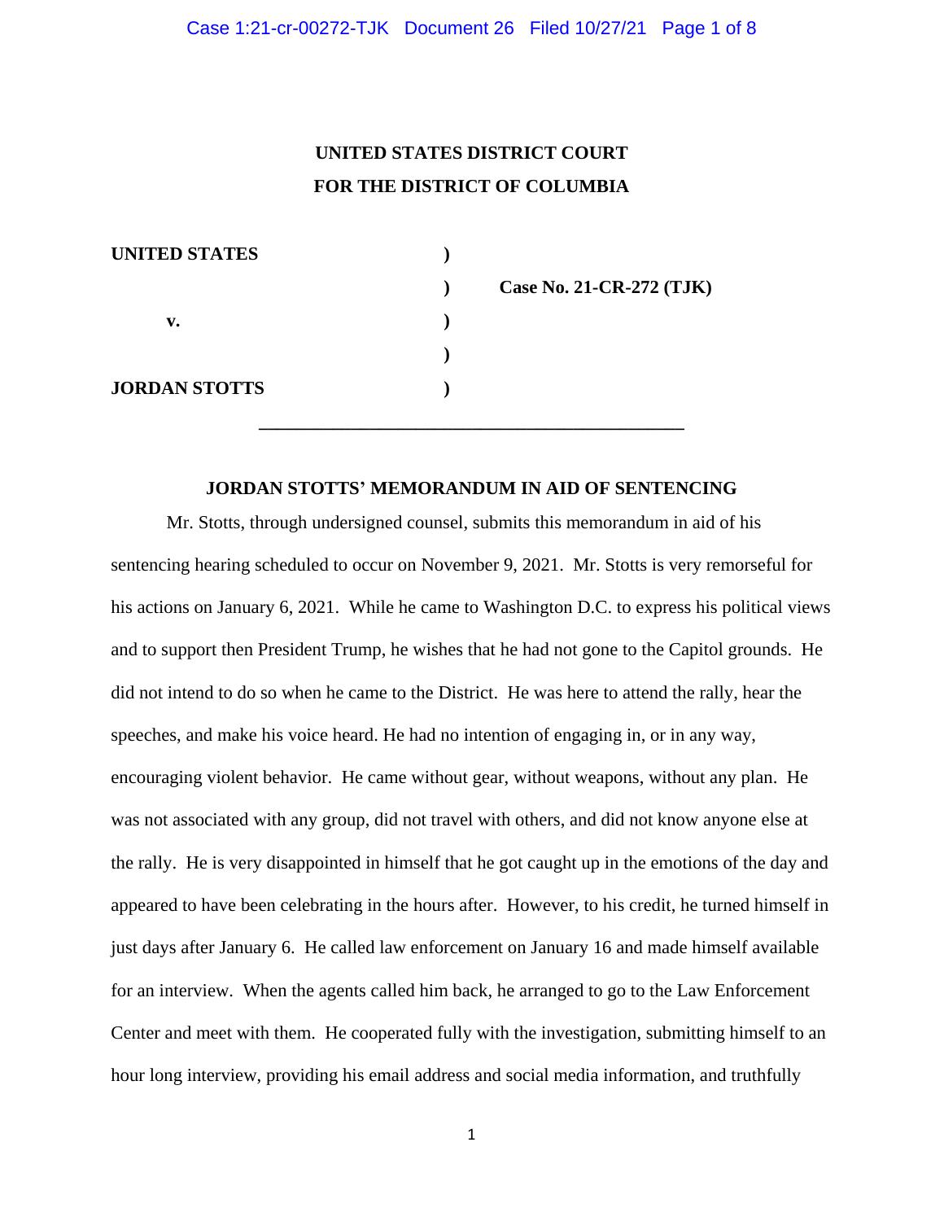**UNITED STATES DISTRICT COURT**
**FOR THE DISTRICT OF COLUMBIA**

| | | |
|---|---|---|
| **UNITED STATES** | ) | |
| | ) | **Case No. 21-CR-272 (TJK)** |
| **v.** | ) | |
| | ) | |
| **JORDAN STOTTS** | ) | |

---

**JORDAN STOTTS' MEMORANDUM IN AID OF SENTENCING**

Mr. Stotts, through undersigned counsel, submits this memorandum in aid of his sentencing hearing scheduled to occur on November 9, 2021. Mr. Stotts is very remorseful for his actions on January 6, 2021. While he came to Washington D.C. to express his political views and to support then President Trump, he wishes that he had not gone to the Capitol grounds. He did not intend to do so when he came to the District. He was here to attend the rally, hear the speeches, and make his voice heard. He had no intention of engaging in, or in any way, encouraging violent behavior. He came without gear, without weapons, without any plan. He was not associated with any group, did not travel with others, and did not know anyone else at the rally. He is very disappointed in himself that he got caught up in the emotions of the day and appeared to have been celebrating in the hours after. However, to his credit, he turned himself in just days after January 6. He called law enforcement on January 16 and made himself available for an interview. When the agents called him back, he arranged to go to the Law Enforcement Center and meet with them. He cooperated fully with the investigation, submitting himself to an hour long interview, providing his email address and social media information, and truthfully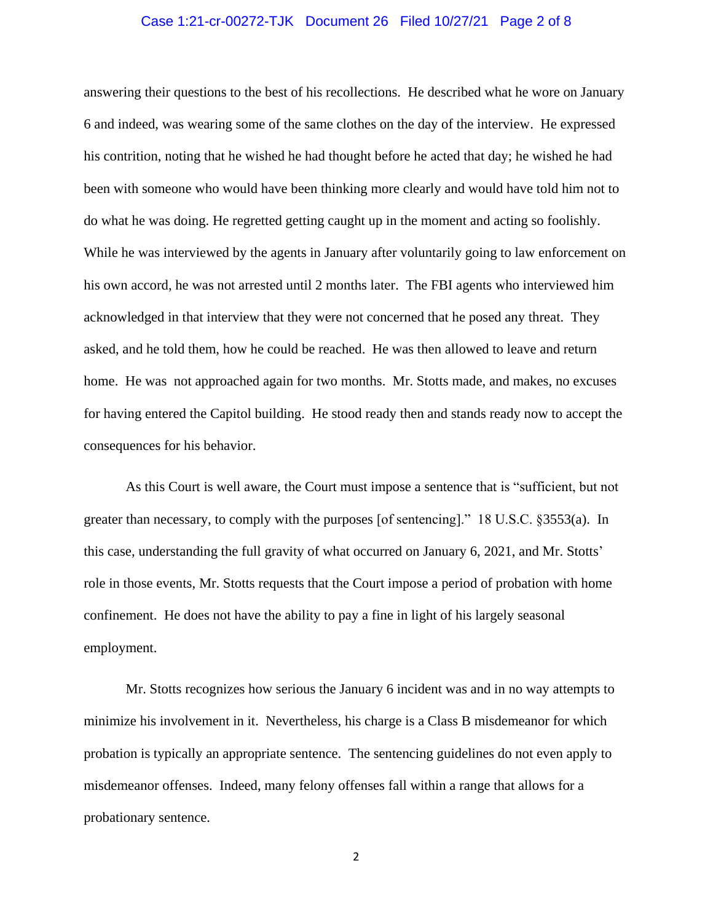answering their questions to the best of his recollections. He described what he wore on January 6 and indeed, was wearing some of the same clothes on the day of the interview. He expressed his contrition, noting that he wished he had thought before he acted that day; he wished he had been with someone who would have been thinking more clearly and would have told him not to do what he was doing. He regretted getting caught up in the moment and acting so foolishly. While he was interviewed by the agents in January after voluntarily going to law enforcement on his own accord, he was not arrested until 2 months later. The FBI agents who interviewed him acknowledged in that interview that they were not concerned that he posed any threat. They asked, and he told them, how he could be reached. He was then allowed to leave and return home. He was not approached again for two months. Mr. Stotts made, and makes, no excuses for having entered the Capitol building. He stood ready then and stands ready now to accept the consequences for his behavior.

As this Court is well aware, the Court must impose a sentence that is "sufficient, but not greater than necessary, to comply with the purposes [of sentencing]." 18 U.S.C. §3553(a). In this case, understanding the full gravity of what occurred on January 6, 2021, and Mr. Stotts' role in those events, Mr. Stotts requests that the Court impose a period of probation with home confinement. He does not have the ability to pay a fine in light of his largely seasonal employment.

Mr. Stotts recognizes how serious the January 6 incident was and in no way attempts to minimize his involvement in it. Nevertheless, his charge is a Class B misdemeanor for which probation is typically an appropriate sentence. The sentencing guidelines do not even apply to misdemeanor offenses. Indeed, many felony offenses fall within a range that allows for a probationary sentence.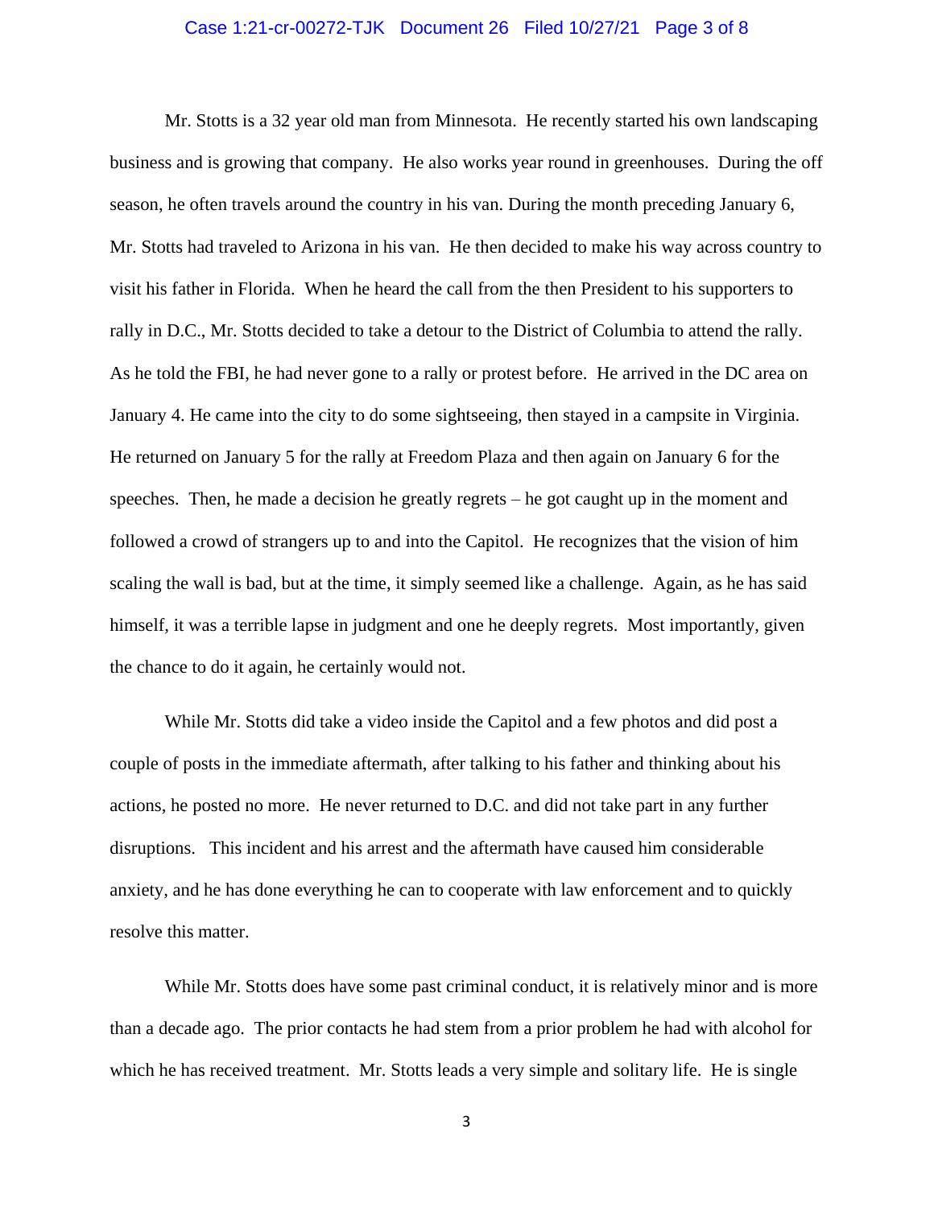Mr. Stotts is a 32 year old man from Minnesota. He recently started his own landscaping business and is growing that company. He also works year round in greenhouses. During the off season, he often travels around the country in his van. During the month preceding January 6, Mr. Stotts had traveled to Arizona in his van. He then decided to make his way across country to visit his father in Florida. When he heard the call from the then President to his supporters to rally in D.C., Mr. Stotts decided to take a detour to the District of Columbia to attend the rally. As he told the FBI, he had never gone to a rally or protest before. He arrived in the DC area on January 4. He came into the city to do some sightseeing, then stayed in a campsite in Virginia. He returned on January 5 for the rally at Freedom Plaza and then again on January 6 for the speeches. Then, he made a decision he greatly regrets – he got caught up in the moment and followed a crowd of strangers up to and into the Capitol. He recognizes that the vision of him scaling the wall is bad, but at the time, it simply seemed like a challenge. Again, as he has said himself, it was a terrible lapse in judgment and one he deeply regrets. Most importantly, given the chance to do it again, he certainly would not.

While Mr. Stotts did take a video inside the Capitol and a few photos and did post a couple of posts in the immediate aftermath, after talking to his father and thinking about his actions, he posted no more. He never returned to D.C. and did not take part in any further disruptions. This incident and his arrest and the aftermath have caused him considerable anxiety, and he has done everything he can to cooperate with law enforcement and to quickly resolve this matter.

While Mr. Stotts does have some past criminal conduct, it is relatively minor and is more than a decade ago. The prior contacts he had stem from a prior problem he had with alcohol for which he has received treatment. Mr. Stotts leads a very simple and solitary life. He is single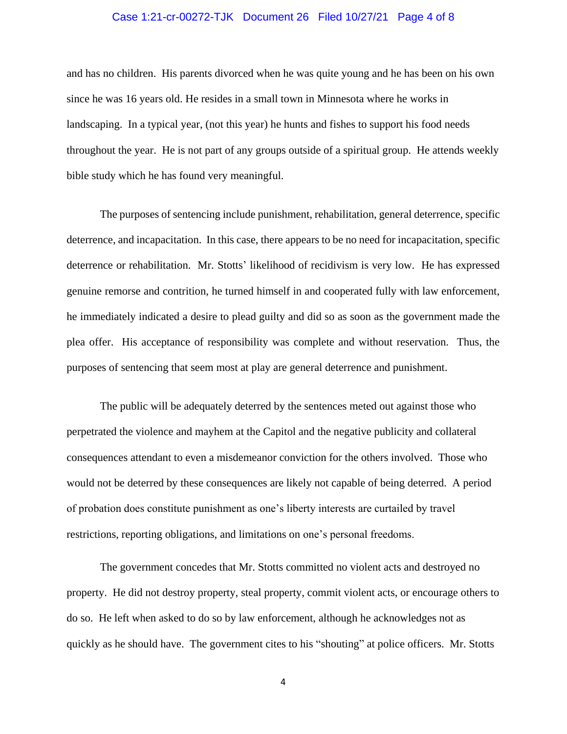and has no children. His parents divorced when he was quite young and he has been on his own since he was 16 years old. He resides in a small town in Minnesota where he works in landscaping. In a typical year, (not this year) he hunts and fishes to support his food needs throughout the year. He is not part of any groups outside of a spiritual group. He attends weekly bible study which he has found very meaningful.

The purposes of sentencing include punishment, rehabilitation, general deterrence, specific deterrence, and incapacitation. In this case, there appears to be no need for incapacitation, specific deterrence or rehabilitation. Mr. Stotts' likelihood of recidivism is very low. He has expressed genuine remorse and contrition, he turned himself in and cooperated fully with law enforcement, he immediately indicated a desire to plead guilty and did so as soon as the government made the plea offer. His acceptance of responsibility was complete and without reservation. Thus, the purposes of sentencing that seem most at play are general deterrence and punishment.

The public will be adequately deterred by the sentences meted out against those who perpetrated the violence and mayhem at the Capitol and the negative publicity and collateral consequences attendant to even a misdemeanor conviction for the others involved. Those who would not be deterred by these consequences are likely not capable of being deterred. A period of probation does constitute punishment as one's liberty interests are curtailed by travel restrictions, reporting obligations, and limitations on one's personal freedoms.

The government concedes that Mr. Stotts committed no violent acts and destroyed no property. He did not destroy property, steal property, commit violent acts, or encourage others to do so. He left when asked to do so by law enforcement, although he acknowledges not as quickly as he should have. The government cites to his "shouting" at police officers. Mr. Stotts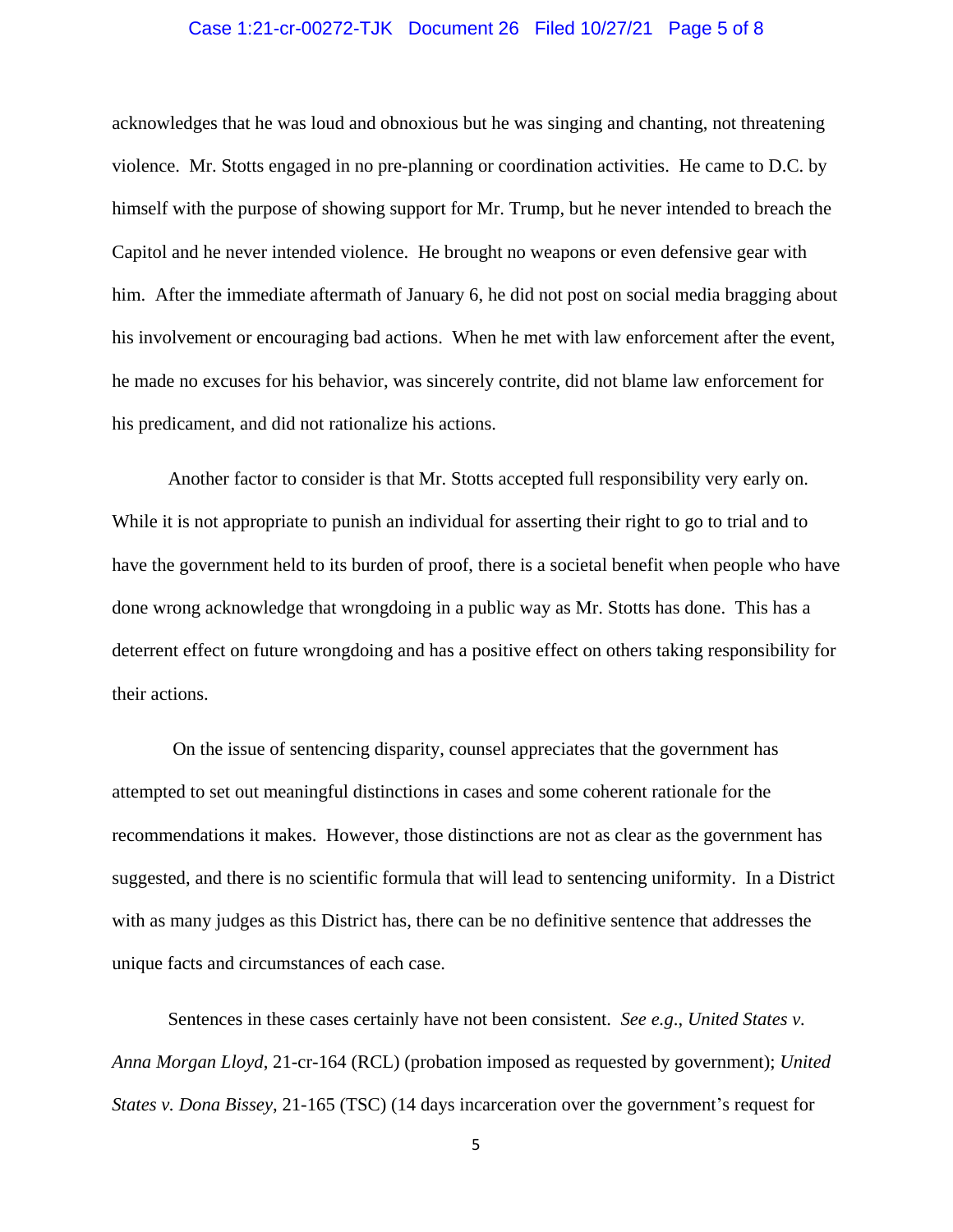acknowledges that he was loud and obnoxious but he was singing and chanting, not threatening violence. Mr. Stotts engaged in no pre-planning or coordination activities. He came to D.C. by himself with the purpose of showing support for Mr. Trump, but he never intended to breach the Capitol and he never intended violence. He brought no weapons or even defensive gear with him. After the immediate aftermath of January 6, he did not post on social media bragging about his involvement or encouraging bad actions. When he met with law enforcement after the event, he made no excuses for his behavior, was sincerely contrite, did not blame law enforcement for his predicament, and did not rationalize his actions.

Another factor to consider is that Mr. Stotts accepted full responsibility very early on. While it is not appropriate to punish an individual for asserting their right to go to trial and to have the government held to its burden of proof, there is a societal benefit when people who have done wrong acknowledge that wrongdoing in a public way as Mr. Stotts has done. This has a deterrent effect on future wrongdoing and has a positive effect on others taking responsibility for their actions.

On the issue of sentencing disparity, counsel appreciates that the government has attempted to set out meaningful distinctions in cases and some coherent rationale for the recommendations it makes. However, those distinctions are not as clear as the government has suggested, and there is no scientific formula that will lead to sentencing uniformity. In a District with as many judges as this District has, there can be no definitive sentence that addresses the unique facts and circumstances of each case.

Sentences in these cases certainly have not been consistent. *See e.g.*, *United States v. Anna Morgan Lloyd*, 21-cr-164 (RCL) (probation imposed as requested by government); *United States v. Dona Bissey*, 21-165 (TSC) (14 days incarceration over the government's request for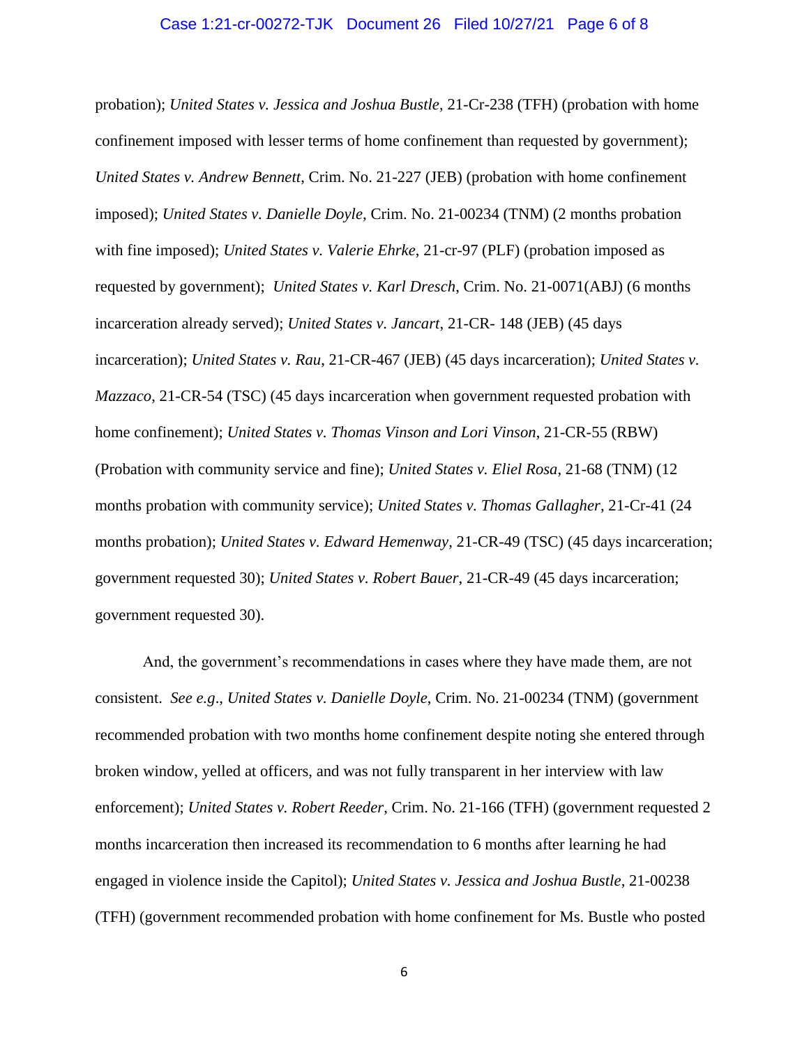probation); *United States v. Jessica and Joshua Bustle*, 21-Cr-238 (TFH) (probation with home confinement imposed with lesser terms of home confinement than requested by government); *United States v. Andrew Bennett*, Crim. No. 21-227 (JEB) (probation with home confinement imposed); *United States v. Danielle Doyle,* Crim. No. 21-00234 (TNM) (2 months probation with fine imposed); *United States v. Valerie Ehrke*, 21-cr-97 (PLF) (probation imposed as requested by government); *United States v. Karl Dresch*, Crim. No. 21-0071(ABJ) (6 months incarceration already served); *United States v. Jancart*, 21-CR- 148 (JEB) (45 days incarceration); *United States v. Rau*, 21-CR-467 (JEB) (45 days incarceration); *United States v. Mazzaco*, 21-CR-54 (TSC) (45 days incarceration when government requested probation with home confinement); *United States v. Thomas Vinson and Lori Vinson*, 21-CR-55 (RBW) (Probation with community service and fine); *United States v. Eliel Rosa*, 21-68 (TNM) (12 months probation with community service); *United States v. Thomas Gallagher*, 21-Cr-41 (24 months probation); *United States v. Edward Hemenway*, 21-CR-49 (TSC) (45 days incarceration; government requested 30); *United States v. Robert Bauer*, 21-CR-49 (45 days incarceration; government requested 30).

And, the government's recommendations in cases where they have made them, are not consistent. *See e.g*., *United States v. Danielle Doyle*, Crim. No. 21-00234 (TNM) (government recommended probation with two months home confinement despite noting she entered through broken window, yelled at officers, and was not fully transparent in her interview with law enforcement); *United States v. Robert Reeder*, Crim. No. 21-166 (TFH) (government requested 2 months incarceration then increased its recommendation to 6 months after learning he had engaged in violence inside the Capitol); *United States v. Jessica and Joshua Bustle*, 21-00238 (TFH) (government recommended probation with home confinement for Ms. Bustle who posted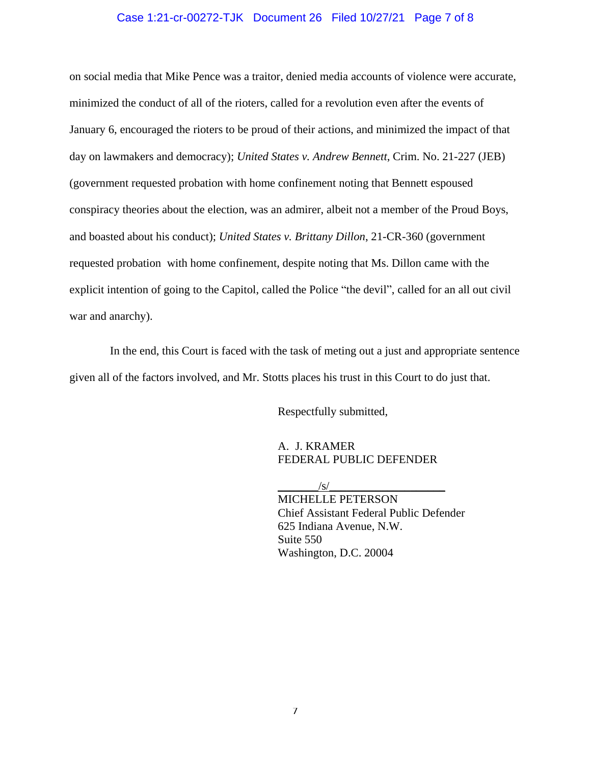on social media that Mike Pence was a traitor, denied media accounts of violence were accurate, minimized the conduct of all of the rioters, called for a revolution even after the events of January 6, encouraged the rioters to be proud of their actions, and minimized the impact of that day on lawmakers and democracy); *United States v. Andrew Bennett*, Crim. No. 21-227 (JEB) (government requested probation with home confinement noting that Bennett espoused conspiracy theories about the election, was an admirer, albeit not a member of the Proud Boys, and boasted about his conduct); *United States v. Brittany Dillon*, 21-CR-360 (government requested probation with home confinement, despite noting that Ms. Dillon came with the explicit intention of going to the Capitol, called the Police "the devil", called for an all out civil war and anarchy).

In the end, this Court is faced with the task of meting out a just and appropriate sentence given all of the factors involved, and Mr. Stotts places his trust in this Court to do just that.

Respectfully submitted,

A. J. KRAMER
FEDERAL PUBLIC DEFENDER

/s/
MICHELLE PETERSON
Chief Assistant Federal Public Defender
625 Indiana Avenue, N.W.
Suite 550
Washington, D.C. 20004